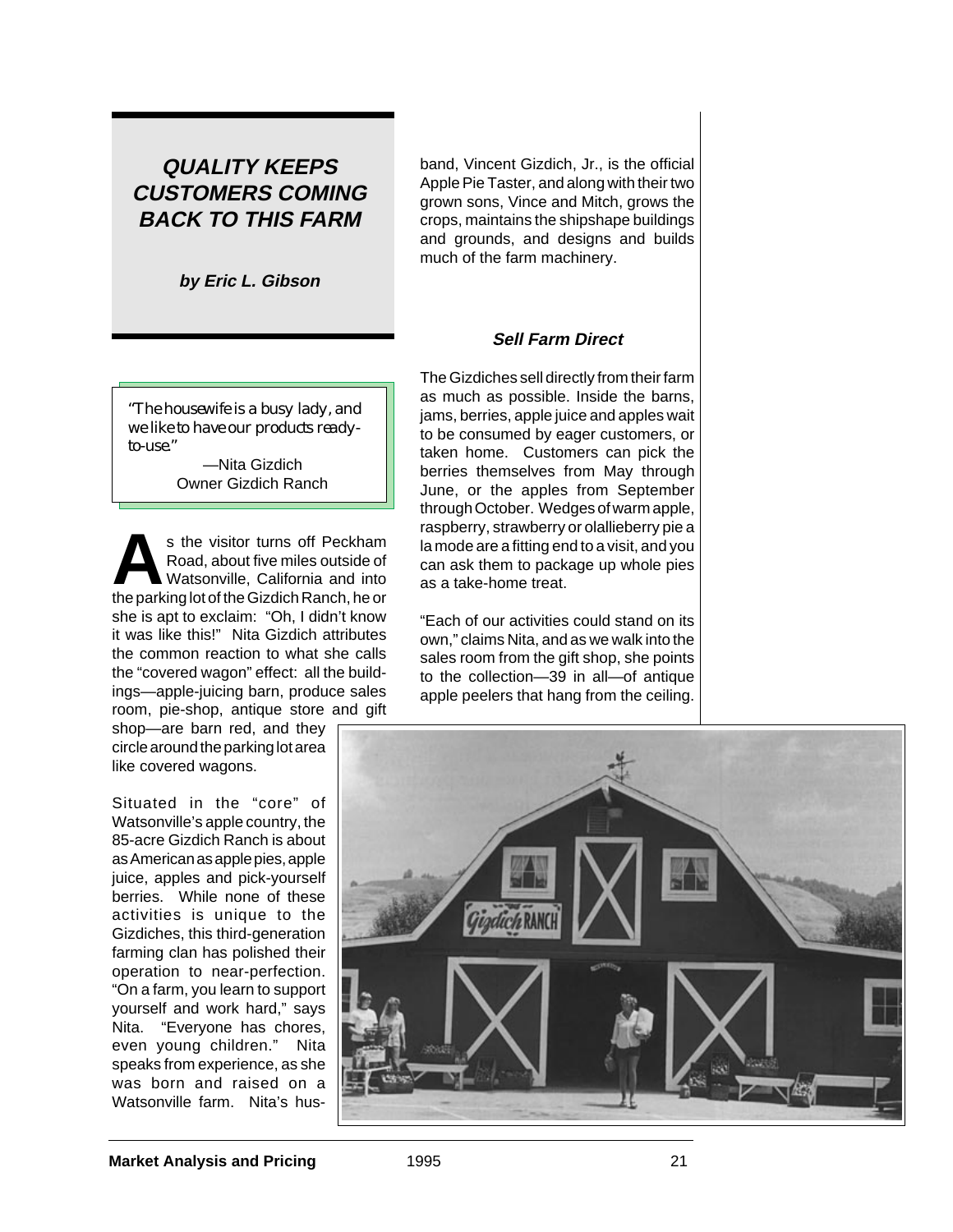# QUALITY KEEPS CUSTOMERS COMING BACK TO THIS FARM

**by Eric L. Gibson**

> *"The housewife is a busy lady, and we like to have our products ready-to-use."*
>
> —Nita Gizdich
> Owner Gizdich Ranch

As the visitor turns off Peckham Road, about five miles outside of Watsonville, California and into the parking lot of the Gizdich Ranch, he or she is apt to exclaim: "Oh, I didn't know it was like this!" Nita Gizdich attributes the common reaction to what she calls the "covered wagon" effect: all the buildings—apple-juicing barn, produce sales room, pie-shop, antique store and gift shop—are barn red, and they circle around the parking lot area like covered wagons.

Situated in the "core" of Watsonville's apple country, the 85-acre Gizdich Ranch is about as American as apple pies, apple juice, apples and pick-yourself berries. While none of these activities is unique to the Gizdiches, this third-generation farming clan has polished their operation to near-perfection. "On a farm, you learn to support yourself and work hard," says Nita. "Everyone has chores, even young children." Nita speaks from experience, as she was born and raised on a Watsonville farm. Nita's husband, Vincent Gizdich, Jr., is the official Apple Pie Taster, and along with their two grown sons, Vince and Mitch, grows the crops, maintains the shipshape buildings and grounds, and designs and builds much of the farm machinery.

### Sell Farm Direct

The Gizdiches sell directly from their farm as much as possible. Inside the barns, jams, berries, apple juice and apples wait to be consumed by eager customers, or taken home. Customers can pick the berries themselves from May through June, or the apples from September through October. Wedges of warm apple, raspberry, strawberry or olallieberry pie a la mode are a fitting end to a visit, and you can ask them to package up whole pies as a take-home treat.

"Each of our activities could stand on its own," claims Nita, and as we walk into the sales room from the gift shop, she points to the collection—39 in all—of antique apple peelers that hang from the ceiling.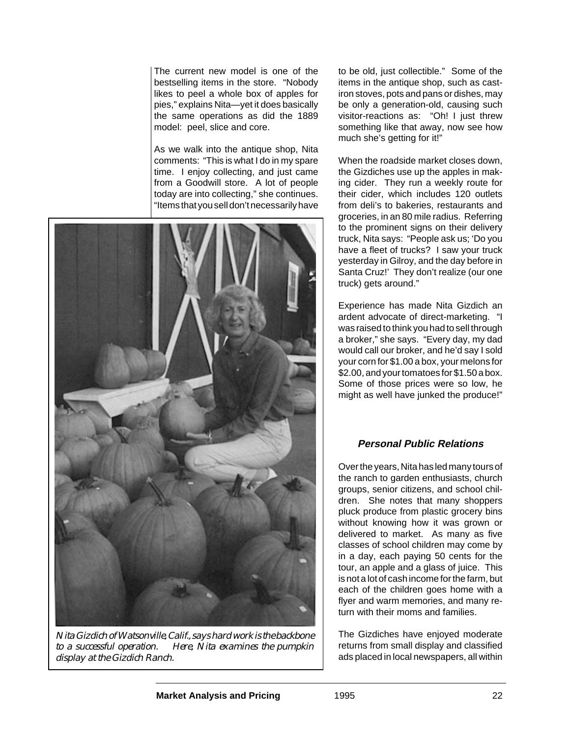The current new model is one of the bestselling items in the store. "Nobody likes to peel a whole box of apples for pies," explains Nita—yet it does basically the same operations as did the 1889 model: peel, slice and core.

As we walk into the antique shop, Nita comments: "This is what I do in my spare time. I enjoy collecting, and just came from a Goodwill store. A lot of people today are into collecting," she continues. "Items that you sell don't necessarily have to be old, just collectible." Some of the items in the antique shop, such as cast-iron stoves, pots and pans or dishes, may be only a generation-old, causing such visitor-reactions as: "Oh! I just threw something like that away, now see how much she's getting for it!"

*Nita Gizdich of Watsonville, Calif., says hard work is the backbone to a successful operation. Here, Nita examines the pumpkin display at the Gizdich Ranch.*

When the roadside market closes down, the Gizdiches use up the apples in making cider. They run a weekly route for their cider, which includes 120 outlets from deli's to bakeries, restaurants and groceries, in an 80 mile radius. Referring to the prominent signs on their delivery truck, Nita says: "People ask us; 'Do you have a fleet of trucks? I saw your truck yesterday in Gilroy, and the day before in Santa Cruz!' They don't realize (our one truck) gets around."

Experience has made Nita Gizdich an ardent advocate of direct-marketing. "I was raised to think you had to sell through a broker," she says. "Every day, my dad would call our broker, and he'd say I sold your corn for $1.00 a box, your melons for $2.00, and your tomatoes for $1.50 a box. Some of those prices were so low, he might as well have junked the produce!"

### *Personal Public Relations*

Over the years, Nita has led many tours of the ranch to garden enthusiasts, church groups, senior citizens, and school children. She notes that many shoppers pluck produce from plastic grocery bins without knowing how it was grown or delivered to market. As many as five classes of school children may come by in a day, each paying 50 cents for the tour, an apple and a glass of juice. This is not a lot of cash income for the farm, but each of the children goes home with a flyer and warm memories, and many return with their moms and families.

The Gizdiches have enjoyed moderate returns from small display and classified ads placed in local newspapers, all within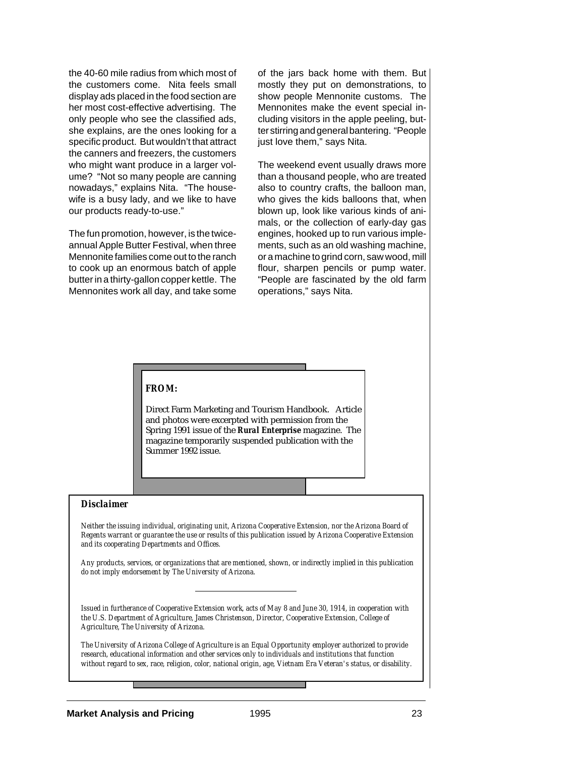the 40-60 mile radius from which most of the customers come. Nita feels small display ads placed in the food section are her most cost-effective advertising. The only people who see the classified ads, she explains, are the ones looking for a specific product. But wouldn't that attract the canners and freezers, the customers who might want produce in a larger volume? "Not so many people are canning nowadays," explains Nita. "The housewife is a busy lady, and we like to have our products ready-to-use."

The fun promotion, however, is the twice-annual Apple Butter Festival, when three Mennonite families come out to the ranch to cook up an enormous batch of apple butter in a thirty-gallon copper kettle. The Mennonites work all day, and take some of the jars back home with them. But mostly they put on demonstrations, to show people Mennonite customs. The Mennonites make the event special including visitors in the apple peeling, butter stirring and general bantering. "People just love them," says Nita.

The weekend event usually draws more than a thousand people, who are treated also to country crafts, the balloon man, who gives the kids balloons that, when blown up, look like various kinds of animals, or the collection of early-day gas engines, hooked up to run various implements, such as an old washing machine, or a machine to grind corn, saw wood, mill flour, sharpen pencils or pump water. "People are fascinated by the old farm operations," says Nita.

**FROM:**

Direct Farm Marketing and Tourism Handbook. Article and photos were excerpted with permission from the Spring 1991 issue of the ***Rural Enterprise*** magazine. The magazine temporarily suspended publication with the Summer 1992 issue.

### *Disclaimer*

*Neither the issuing individual, originating unit, Arizona Cooperative Extension, nor the Arizona Board of Regents warrant or guarantee the use or results of this publication issued by Arizona Cooperative Extension and its cooperating Departments and Offices.*

*Any products, services, or organizations that are mentioned, shown, or indirectly implied in this publication do not imply endorsement by The University of Arizona.*

---

*Issued in furtherance of Cooperative Extension work, acts of May 8 and June 30, 1914, in cooperation with the U.S. Department of Agriculture, James Christenson, Director, Cooperative Extension, College of Agriculture, The University of Arizona.*

*The University of Arizona College of Agriculture is an Equal Opportunity employer authorized to provide research, educational information and other services only to individuals and institutions that function without regard to sex, race, religion, color, national origin, age, Vietnam Era Veteran's status, or disability.*